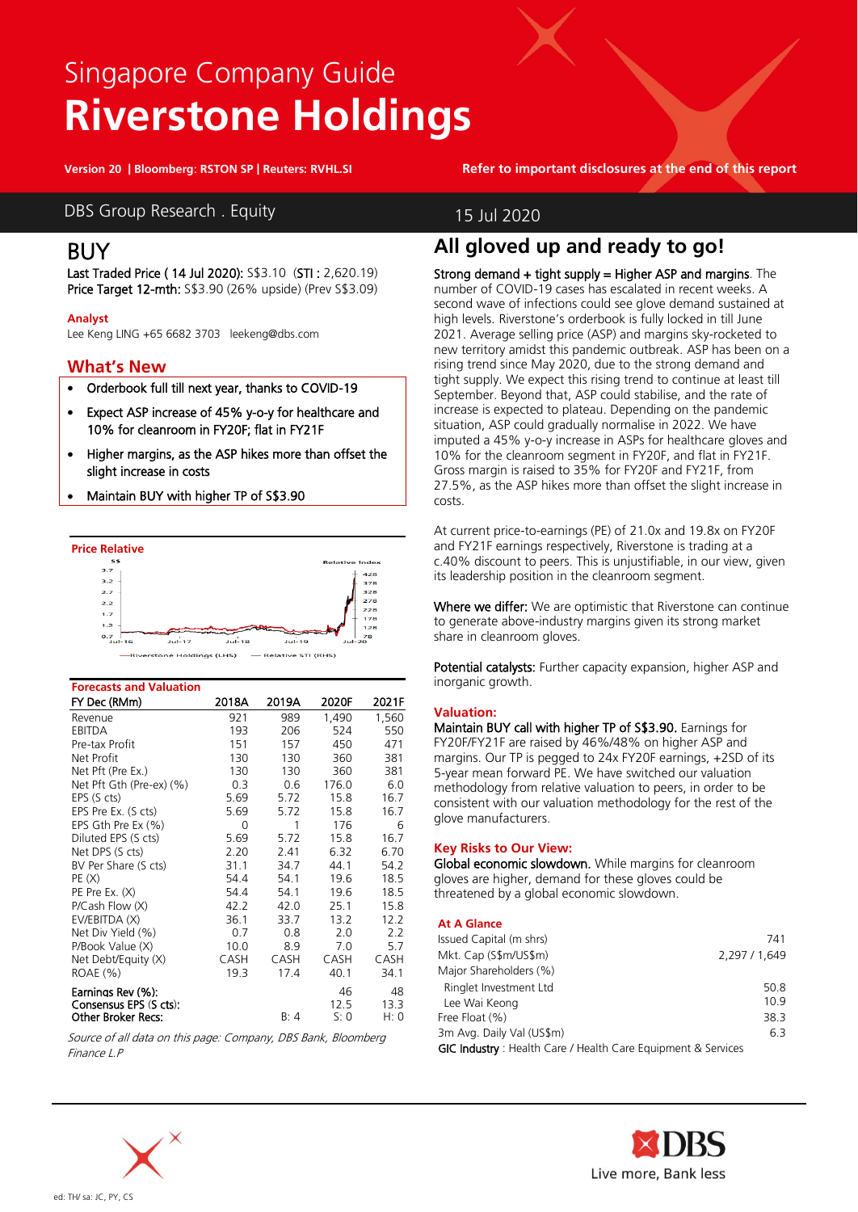# Singapore Company Guide

# Riverstone Holdings

Version 20 | Bloomberg: RSTON SP | Reuters: RVHL.SI

Refer to important disclosures at the end of this report

DBS Group Research . Equity

15 Jul 2020

## BUY

**Last Traded Price ( 14 Jul 2020):** S$3.10 (**STI :** 2,620.19)
**Price Target 12-mth:** S$3.90 (26% upside) (Prev S$3.09)

**Analyst**
Lee Keng LING +65 6682 3703 leekeng@dbs.com

## What's New

- Orderbook full till next year, thanks to COVID-19
- Expect ASP increase of 45% y-o-y for healthcare and 10% for cleanroom in FY20F; flat in FY21F
- Higher margins, as the ASP hikes more than offset the slight increase in costs
- Maintain BUY with higher TP of S$3.90

**Price Relative**

**Forecasts and Valuation**

| FY Dec (RMm) | 2018A | 2019A | 2020F | 2021F |
|---|---|---|---|---|
| Revenue | 921 | 989 | 1,490 | 1,560 |
| EBITDA | 193 | 206 | 524 | 550 |
| Pre-tax Profit | 151 | 157 | 450 | 471 |
| Net Profit | 130 | 130 | 360 | 381 |
| Net Pft (Pre Ex.) | 130 | 130 | 360 | 381 |
| Net Pft Gth (Pre-ex) (%) | 0.3 | 0.6 | 176.0 | 6.0 |
| EPS (S cts) | 5.69 | 5.72 | 15.8 | 16.7 |
| EPS Pre Ex. (S cts) | 5.69 | 5.72 | 15.8 | 16.7 |
| EPS Gth Pre Ex (%) | 0 | 1 | 176 | 6 |
| Diluted EPS (S cts) | 5.69 | 5.72 | 15.8 | 16.7 |
| Net DPS (S cts) | 2.20 | 2.41 | 6.32 | 6.70 |
| BV Per Share (S cts) | 31.1 | 34.7 | 44.1 | 54.2 |
| PE (X) | 54.4 | 54.1 | 19.6 | 18.5 |
| PE Pre Ex. (X) | 54.4 | 54.1 | 19.6 | 18.5 |
| P/Cash Flow (X) | 42.2 | 42.0 | 25.1 | 15.8 |
| EV/EBITDA (X) | 36.1 | 33.7 | 13.2 | 12.2 |
| Net Div Yield (%) | 0.7 | 0.8 | 2.0 | 2.2 |
| P/Book Value (X) | 10.0 | 8.9 | 7.0 | 5.7 |
| Net Debt/Equity (X) | CASH | CASH | CASH | CASH |
| ROAE (%) | 19.3 | 17.4 | 40.1 | 34.1 |
| **Earnings Rev (%):** | | | 46 | 48 |
| **Consensus EPS (S cts):** | | | 12.5 | 13.3 |
| **Other Broker Recs:** | | B: 4 | S: 0 | H: 0 |

*Source of all data on this page: Company, DBS Bank, Bloomberg Finance L.P*

## All gloved up and ready to go!

**Strong demand + tight supply = Higher ASP and margins**. The number of COVID-19 cases has escalated in recent weeks. A second wave of infections could see glove demand sustained at high levels. Riverstone's orderbook is fully locked in till June 2021. Average selling price (ASP) and margins sky-rocketed to new territory amidst this pandemic outbreak. ASP has been on a rising trend since May 2020, due to the strong demand and tight supply. We expect this rising trend to continue at least till September. Beyond that, ASP could stabilise, and the rate of increase is expected to plateau. Depending on the pandemic situation, ASP could gradually normalise in 2022. We have imputed a 45% y-o-y increase in ASPs for healthcare gloves and 10% for the cleanroom segment in FY20F, and flat in FY21F. Gross margin is raised to 35% for FY20F and FY21F, from 27.5%, as the ASP hikes more than offset the slight increase in costs.

At current price-to-earnings (PE) of 21.0x and 19.8x on FY20F and FY21F earnings respectively, Riverstone is trading at a c.40% discount to peers. This is unjustifiable, in our view, given its leadership position in the cleanroom segment.

**Where we differ:** We are optimistic that Riverstone can continue to generate above-industry margins given its strong market share in cleanroom gloves.

**Potential catalysts:** Further capacity expansion, higher ASP and inorganic growth.

## Valuation:

**Maintain BUY call with higher TP of S$3.90.** Earnings for FY20F/FY21F are raised by 46%/48% on higher ASP and margins. Our TP is pegged to 24x FY20F earnings, +2SD of its 5-year mean forward PE. We have switched our valuation methodology from relative valuation to peers, in order to be consistent with our valuation methodology for the rest of the glove manufacturers.

## Key Risks to Our View:

**Global economic slowdown.** While margins for cleanroom gloves are higher, demand for these gloves could be threatened by a global economic slowdown.

**At A Glance**

| | |
|---|---|
| Issued Capital (m shrs) | 741 |
| Mkt. Cap (S$m/US$m) | 2,297 / 1,649 |
| Major Shareholders (%) | |
| Ringlet Investment Ltd | 50.8 |
| Lee Wai Keong | 10.9 |
| Free Float (%) | 38.3 |
| 3m Avg. Daily Val (US$m) | 6.3 |

**GIC Industry** : Health Care / Health Care Equipment & Services

ed: TH/ sa: JC, PY, CS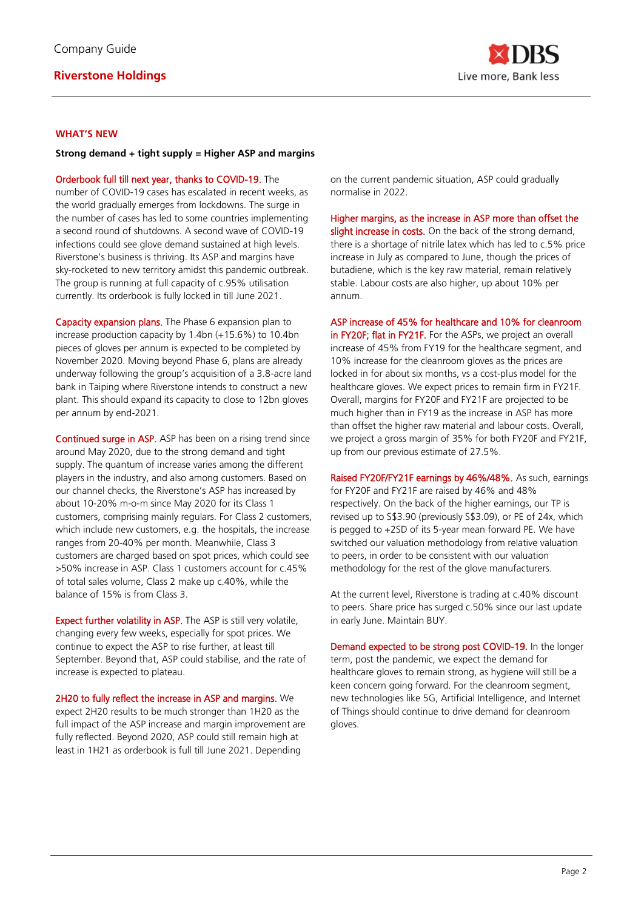## WHAT'S NEW

**Strong demand + tight supply = Higher ASP and margins**

**Orderbook full till next year, thanks to COVID-19.** The number of COVID-19 cases has escalated in recent weeks, as the world gradually emerges from lockdowns. The surge in the number of cases has led to some countries implementing a second round of shutdowns. A second wave of COVID-19 infections could see glove demand sustained at high levels. Riverstone's business is thriving. Its ASP and margins have sky-rocketed to new territory amidst this pandemic outbreak. The group is running at full capacity of c.95% utilisation currently. Its orderbook is fully locked in till June 2021.

**Capacity expansion plans.** The Phase 6 expansion plan to increase production capacity by 1.4bn (+15.6%) to 10.4bn pieces of gloves per annum is expected to be completed by November 2020. Moving beyond Phase 6, plans are already underway following the group's acquisition of a 3.8-acre land bank in Taiping where Riverstone intends to construct a new plant. This should expand its capacity to close to 12bn gloves per annum by end-2021.

**Continued surge in ASP.** ASP has been on a rising trend since around May 2020, due to the strong demand and tight supply. The quantum of increase varies among the different players in the industry, and also among customers. Based on our channel checks, the Riverstone's ASP has increased by about 10-20% m-o-m since May 2020 for its Class 1 customers, comprising mainly regulars. For Class 2 customers, which include new customers, e.g. the hospitals, the increase ranges from 20-40% per month. Meanwhile, Class 3 customers are charged based on spot prices, which could see >50% increase in ASP. Class 1 customers account for c.45% of total sales volume, Class 2 make up c.40%, while the balance of 15% is from Class 3.

**Expect further volatility in ASP.** The ASP is still very volatile, changing every few weeks, especially for spot prices. We continue to expect the ASP to rise further, at least till September. Beyond that, ASP could stabilise, and the rate of increase is expected to plateau.

**2H20 to fully reflect the increase in ASP and margins.** We expect 2H20 results to be much stronger than 1H20 as the full impact of the ASP increase and margin improvement are fully reflected. Beyond 2020, ASP could still remain high at least in 1H21 as orderbook is full till June 2021. Depending on the current pandemic situation, ASP could gradually normalise in 2022.

**Higher margins, as the increase in ASP more than offset the slight increase in costs.** On the back of the strong demand, there is a shortage of nitrile latex which has led to c.5% price increase in July as compared to June, though the prices of butadiene, which is the key raw material, remain relatively stable. Labour costs are also higher, up about 10% per annum.

**ASP increase of 45% for healthcare and 10% for cleanroom in FY20F; flat in FY21F.** For the ASPs, we project an overall increase of 45% from FY19 for the healthcare segment, and 10% increase for the cleanroom gloves as the prices are locked in for about six months, vs a cost-plus model for the healthcare gloves. We expect prices to remain firm in FY21F. Overall, margins for FY20F and FY21F are projected to be much higher than in FY19 as the increase in ASP has more than offset the higher raw material and labour costs. Overall, we project a gross margin of 35% for both FY20F and FY21F, up from our previous estimate of 27.5%.

**Raised FY20F/FY21F earnings by 46%/48%.** As such, earnings for FY20F and FY21F are raised by 46% and 48% respectively. On the back of the higher earnings, our TP is revised up to S$3.90 (previously S$3.09), or PE of 24x, which is pegged to +2SD of its 5-year mean forward PE. We have switched our valuation methodology from relative valuation to peers, in order to be consistent with our valuation methodology for the rest of the glove manufacturers.

At the current level, Riverstone is trading at c.40% discount to peers. Share price has surged c.50% since our last update in early June. Maintain BUY.

**Demand expected to be strong post COVID-19.** In the longer term, post the pandemic, we expect the demand for healthcare gloves to remain strong, as hygiene will still be a keen concern going forward. For the cleanroom segment, new technologies like 5G, Artificial Intelligence, and Internet of Things should continue to drive demand for cleanroom gloves.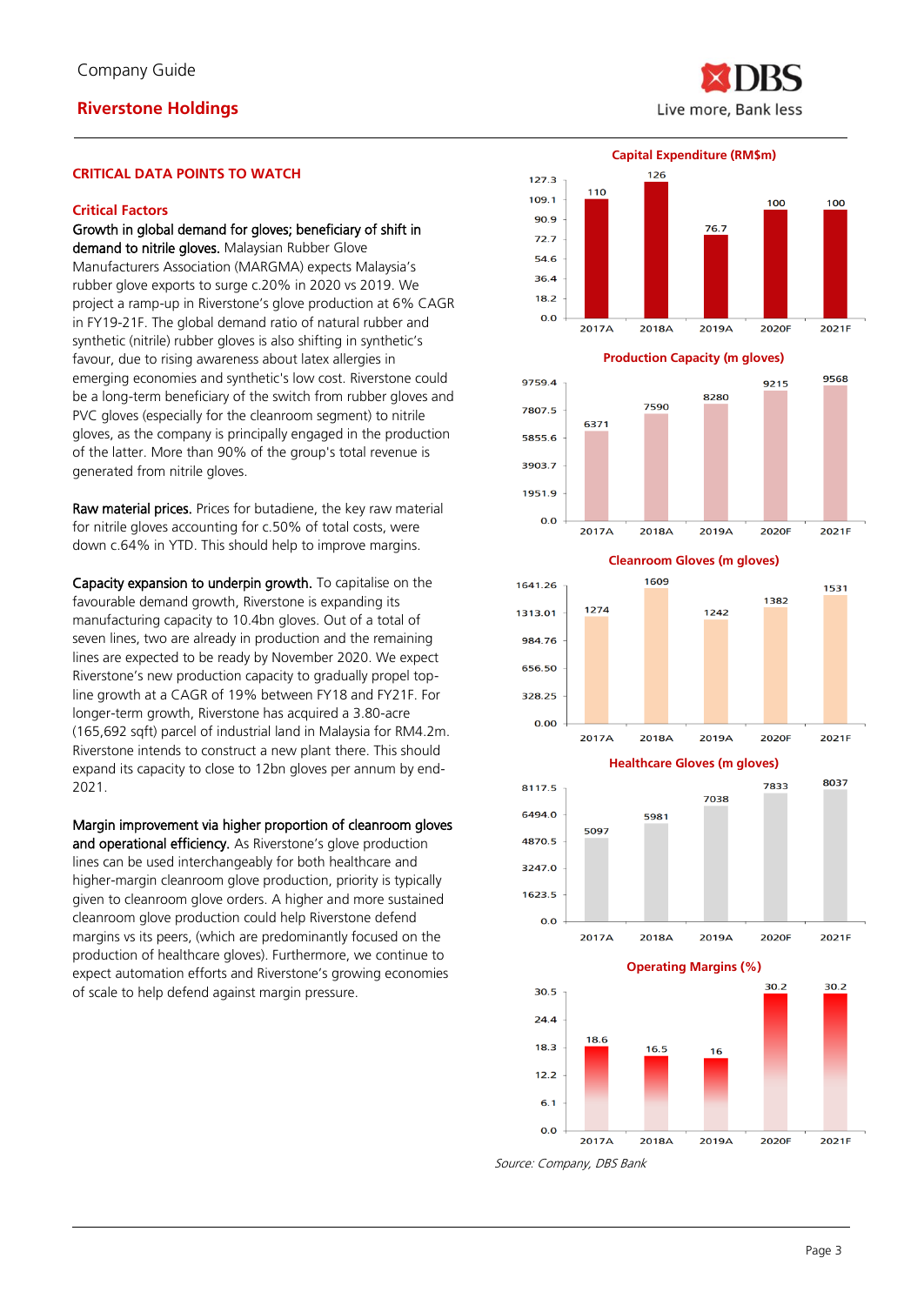## CRITICAL DATA POINTS TO WATCH

### Critical Factors

**Growth in global demand for gloves; beneficiary of shift in demand to nitrile gloves.** Malaysian Rubber Glove Manufacturers Association (MARGMA) expects Malaysia's rubber glove exports to surge c.20% in 2020 vs 2019. We project a ramp-up in Riverstone's glove production at 6% CAGR in FY19-21F. The global demand ratio of natural rubber and synthetic (nitrile) rubber gloves is also shifting in synthetic's favour, due to rising awareness about latex allergies in emerging economies and synthetic's low cost. Riverstone could be a long-term beneficiary of the switch from rubber gloves and PVC gloves (especially for the cleanroom segment) to nitrile gloves, as the company is principally engaged in the production of the latter. More than 90% of the group's total revenue is generated from nitrile gloves.

**Raw material prices.** Prices for butadiene, the key raw material for nitrile gloves accounting for c.50% of total costs, were down c.64% in YTD. This should help to improve margins.

**Capacity expansion to underpin growth.** To capitalise on the favourable demand growth, Riverstone is expanding its manufacturing capacity to 10.4bn gloves. Out of a total of seven lines, two are already in production and the remaining lines are expected to be ready by November 2020. We expect Riverstone's new production capacity to gradually propel top-line growth at a CAGR of 19% between FY18 and FY21F. For longer-term growth, Riverstone has acquired a 3.80-acre (165,692 sqft) parcel of industrial land in Malaysia for RM4.2m. Riverstone intends to construct a new plant there. This should expand its capacity to close to 12bn gloves per annum by end-2021.

**Margin improvement via higher proportion of cleanroom gloves and operational efficiency.** As Riverstone's glove production lines can be used interchangeably for both healthcare and higher-margin cleanroom glove production, priority is typically given to cleanroom glove orders. A higher and more sustained cleanroom glove production could help Riverstone defend margins vs its peers, (which are predominantly focused on the production of healthcare gloves). Furthermore, we continue to expect automation efforts and Riverstone's growing economies of scale to help defend against margin pressure.

**Capital Expenditure (RM$m)**

| | 2017A | 2018A | 2019A | 2020F | 2021F |
|---|---|---|---|---|---|
| Capital Expenditure (RM$m) | 110 | 126 | 76.7 | 100 | 100 |

**Production Capacity (m gloves)**

| | 2017A | 2018A | 2019A | 2020F | 2021F |
|---|---|---|---|---|---|
| Production Capacity (m gloves) | 6371 | 7590 | 8280 | 9215 | 9568 |

**Cleanroom Gloves (m gloves)**

| | 2017A | 2018A | 2019A | 2020F | 2021F |
|---|---|---|---|---|---|
| Cleanroom Gloves (m gloves) | 1274 | 1609 | 1242 | 1382 | 1531 |

**Healthcare Gloves (m gloves)**

| | 2017A | 2018A | 2019A | 2020F | 2021F |
|---|---|---|---|---|---|
| Healthcare Gloves (m gloves) | 5097 | 5981 | 7038 | 7833 | 8037 |

**Operating Margins (%)**

| | 2017A | 2018A | 2019A | 2020F | 2021F |
|---|---|---|---|---|---|
| Operating Margins (%) | 18.6 | 16.5 | 16 | 30.2 | 30.2 |

*Source: Company, DBS Bank*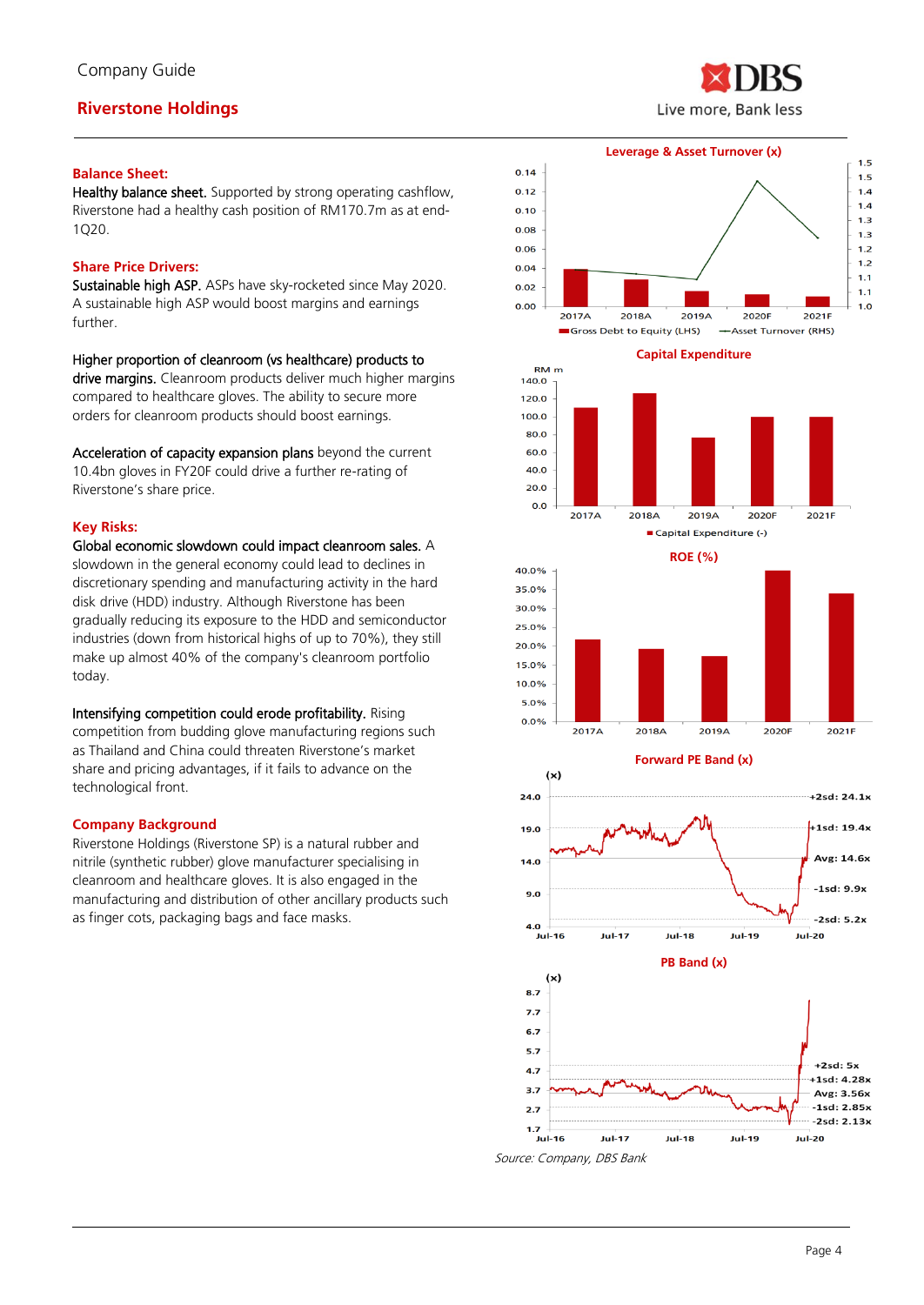## Riverstone Holdings

**Balance Sheet:**

**Healthy balance sheet.** Supported by strong operating cashflow, Riverstone had a healthy cash position of RM170.7m as at end-1Q20.

**Share Price Drivers:**

**Sustainable high ASP.** ASPs have sky-rocketed since May 2020. A sustainable high ASP would boost margins and earnings further.

**Higher proportion of cleanroom (vs healthcare) products to drive margins.** Cleanroom products deliver much higher margins compared to healthcare gloves. The ability to secure more orders for cleanroom products should boost earnings.

**Acceleration of capacity expansion plans** beyond the current 10.4bn gloves in FY20F could drive a further re-rating of Riverstone's share price.

**Key Risks:**

**Global economic slowdown could impact cleanroom sales.** A slowdown in the general economy could lead to declines in discretionary spending and manufacturing activity in the hard disk drive (HDD) industry. Although Riverstone has been gradually reducing its exposure to the HDD and semiconductor industries (down from historical highs of up to 70%), they still make up almost 40% of the company's cleanroom portfolio today.

**Intensifying competition could erode profitability.** Rising competition from budding glove manufacturing regions such as Thailand and China could threaten Riverstone's market share and pricing advantages, if it fails to advance on the technological front.

**Company Background**

Riverstone Holdings (Riverstone SP) is a natural rubber and nitrile (synthetic rubber) glove manufacturer specialising in cleanroom and healthcare gloves. It is also engaged in the manufacturing and distribution of other ancillary products such as finger cots, packaging bags and face masks.

**Leverage & Asset Turnover (x)**

**Capital Expenditure**

**ROE (%)**

**Forward PE Band (x)**

**PB Band (x)**

*Source: Company, DBS Bank*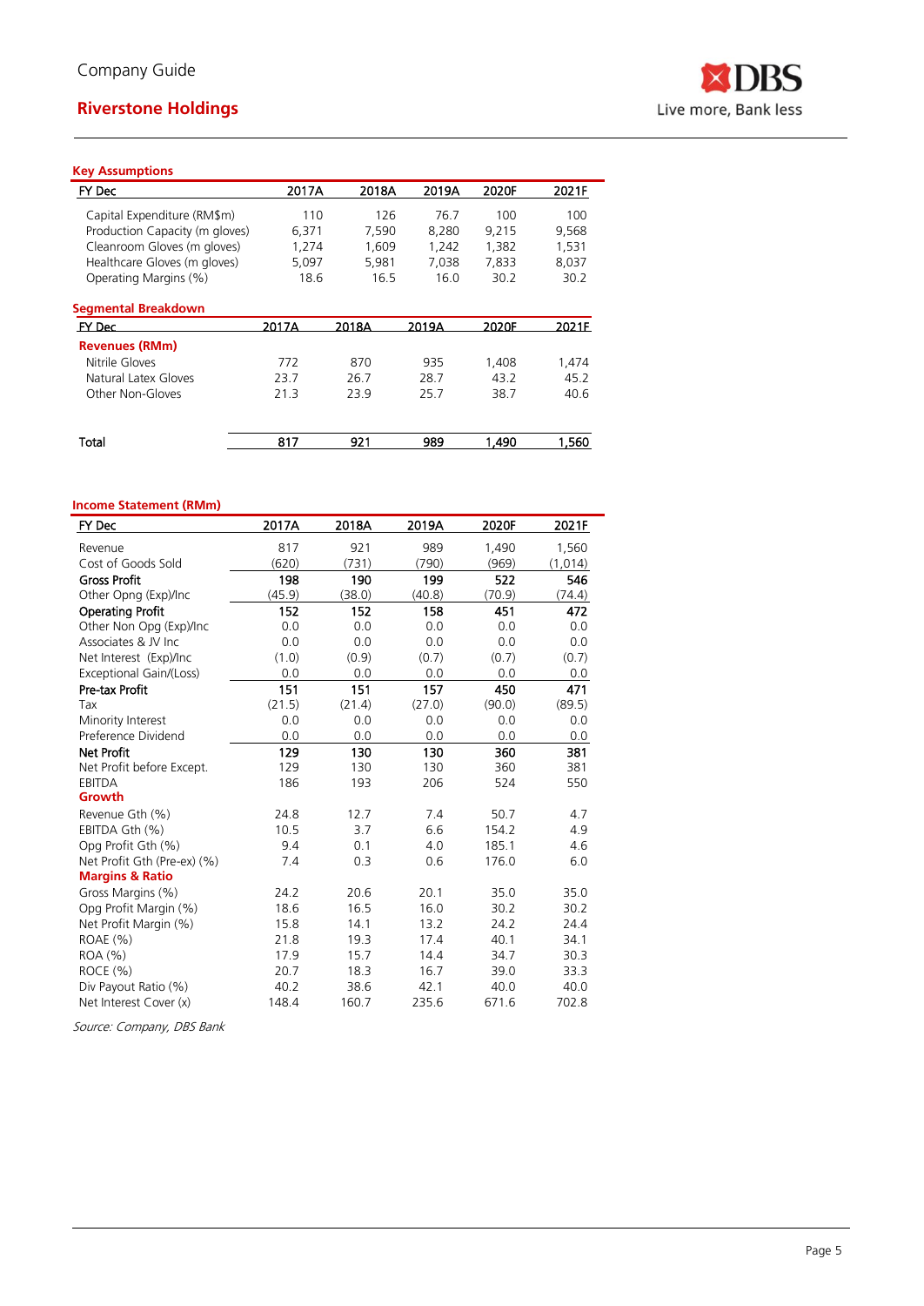Company Guide

**Riverstone Holdings**

### Key Assumptions

| FY Dec | 2017A | 2018A | 2019A | 2020F | 2021F |
|---|---|---|---|---|---|
| Capital Expenditure (RM$m) | 110 | 126 | 76.7 | 100 | 100 |
| Production Capacity (m gloves) | 6,371 | 7,590 | 8,280 | 9,215 | 9,568 |
| Cleanroom Gloves (m gloves) | 1,274 | 1,609 | 1,242 | 1,382 | 1,531 |
| Healthcare Gloves (m gloves) | 5,097 | 5,981 | 7,038 | 7,833 | 8,037 |
| Operating Margins (%) | 18.6 | 16.5 | 16.0 | 30.2 | 30.2 |

### Segmental Breakdown

| FY Dec | 2017A | 2018A | 2019A | 2020F | 2021F |
|---|---|---|---|---|---|
| **Revenues (RMm)** | | | | | |
| Nitrile Gloves | 772 | 870 | 935 | 1,408 | 1,474 |
| Natural Latex Gloves | 23.7 | 26.7 | 28.7 | 43.2 | 45.2 |
| Other Non-Gloves | 21.3 | 23.9 | 25.7 | 38.7 | 40.6 |
| Total | 817 | 921 | 989 | 1,490 | 1,560 |

### Income Statement (RMm)

| FY Dec | 2017A | 2018A | 2019A | 2020F | 2021F |
|---|---|---|---|---|---|
| Revenue | 817 | 921 | 989 | 1,490 | 1,560 |
| Cost of Goods Sold | (620) | (731) | (790) | (969) | (1,014) |
| **Gross Profit** | 198 | 190 | 199 | 522 | 546 |
| Other Opng (Exp)/Inc | (45.9) | (38.0) | (40.8) | (70.9) | (74.4) |
| **Operating Profit** | 152 | 152 | 158 | 451 | 472 |
| Other Non Opg (Exp)/Inc | 0.0 | 0.0 | 0.0 | 0.0 | 0.0 |
| Associates & JV Inc | 0.0 | 0.0 | 0.0 | 0.0 | 0.0 |
| Net Interest (Exp)/Inc | (1.0) | (0.9) | (0.7) | (0.7) | (0.7) |
| Exceptional Gain/(Loss) | 0.0 | 0.0 | 0.0 | 0.0 | 0.0 |
| **Pre-tax Profit** | 151 | 151 | 157 | 450 | 471 |
| Tax | (21.5) | (21.4) | (27.0) | (90.0) | (89.5) |
| Minority Interest | 0.0 | 0.0 | 0.0 | 0.0 | 0.0 |
| Preference Dividend | 0.0 | 0.0 | 0.0 | 0.0 | 0.0 |
| **Net Profit** | 129 | 130 | 130 | 360 | 381 |
| Net Profit before Except. | 129 | 130 | 130 | 360 | 381 |
| EBITDA | 186 | 193 | 206 | 524 | 550 |
| **Growth** | | | | | |
| Revenue Gth (%) | 24.8 | 12.7 | 7.4 | 50.7 | 4.7 |
| EBITDA Gth (%) | 10.5 | 3.7 | 6.6 | 154.2 | 4.9 |
| Opg Profit Gth (%) | 9.4 | 0.1 | 4.0 | 185.1 | 4.6 |
| Net Profit Gth (Pre-ex) (%) | 7.4 | 0.3 | 0.6 | 176.0 | 6.0 |
| **Margins & Ratio** | | | | | |
| Gross Margins (%) | 24.2 | 20.6 | 20.1 | 35.0 | 35.0 |
| Opg Profit Margin (%) | 18.6 | 16.5 | 16.0 | 30.2 | 30.2 |
| Net Profit Margin (%) | 15.8 | 14.1 | 13.2 | 24.2 | 24.4 |
| ROAE (%) | 21.8 | 19.3 | 17.4 | 40.1 | 34.1 |
| ROA (%) | 17.9 | 15.7 | 14.4 | 34.7 | 30.3 |
| ROCE (%) | 20.7 | 18.3 | 16.7 | 39.0 | 33.3 |
| Div Payout Ratio (%) | 40.2 | 38.6 | 42.1 | 40.0 | 40.0 |
| Net Interest Cover (x) | 148.4 | 160.7 | 235.6 | 671.6 | 702.8 |

*Source: Company, DBS Bank*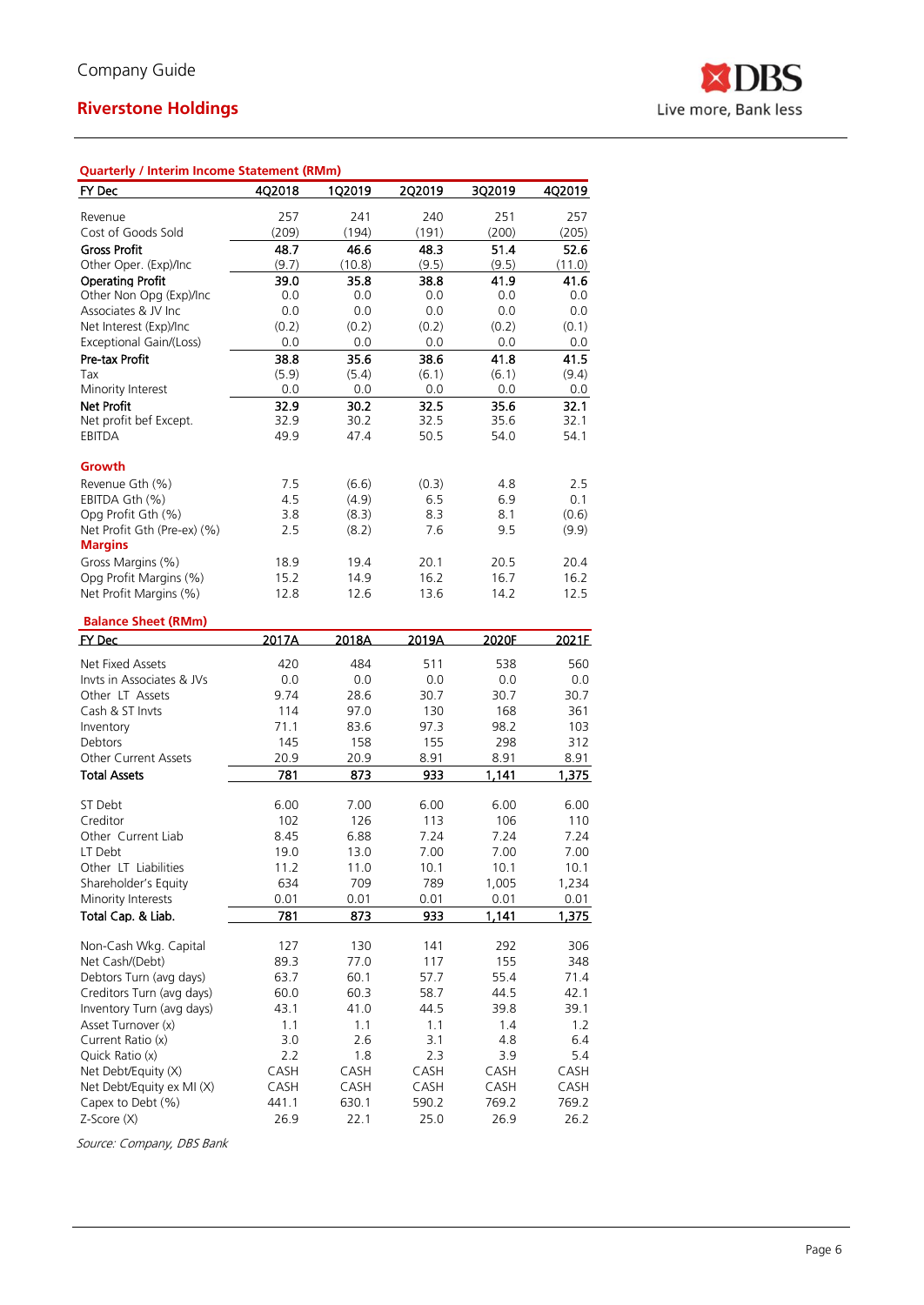Company Guide

## Riverstone Holdings

### Quarterly / Interim Income Statement (RMm)

| FY Dec | 4Q2018 | 1Q2019 | 2Q2019 | 3Q2019 | 4Q2019 |
|---|---|---|---|---|---|
| Revenue | 257 | 241 | 240 | 251 | 257 |
| Cost of Goods Sold | (209) | (194) | (191) | (200) | (205) |
| **Gross Profit** | **48.7** | **46.6** | **48.3** | **51.4** | **52.6** |
| Other Oper. (Exp)/Inc | (9.7) | (10.8) | (9.5) | (9.5) | (11.0) |
| **Operating Profit** | **39.0** | **35.8** | **38.8** | **41.9** | **41.6** |
| Other Non Opg (Exp)/Inc | 0.0 | 0.0 | 0.0 | 0.0 | 0.0 |
| Associates & JV Inc | 0.0 | 0.0 | 0.0 | 0.0 | 0.0 |
| Net Interest (Exp)/Inc | (0.2) | (0.2) | (0.2) | (0.2) | (0.1) |
| Exceptional Gain/(Loss) | 0.0 | 0.0 | 0.0 | 0.0 | 0.0 |
| **Pre-tax Profit** | **38.8** | **35.6** | **38.6** | **41.8** | **41.5** |
| Tax | (5.9) | (5.4) | (6.1) | (6.1) | (9.4) |
| Minority Interest | 0.0 | 0.0 | 0.0 | 0.0 | 0.0 |
| **Net Profit** | **32.9** | **30.2** | **32.5** | **35.6** | **32.1** |
| Net profit bef Except. | 32.9 | 30.2 | 32.5 | 35.6 | 32.1 |
| EBITDA | 49.9 | 47.4 | 50.5 | 54.0 | 54.1 |
| **Growth** | | | | | |
| Revenue Gth (%) | 7.5 | (6.6) | (0.3) | 4.8 | 2.5 |
| EBITDA Gth (%) | 4.5 | (4.9) | 6.5 | 6.9 | 0.1 |
| Opg Profit Gth (%) | 3.8 | (8.3) | 8.3 | 8.1 | (0.6) |
| Net Profit Gth (Pre-ex) (%) | 2.5 | (8.2) | 7.6 | 9.5 | (9.9) |
| **Margins** | | | | | |
| Gross Margins (%) | 18.9 | 19.4 | 20.1 | 20.5 | 20.4 |
| Opg Profit Margins (%) | 15.2 | 14.9 | 16.2 | 16.7 | 16.2 |
| Net Profit Margins (%) | 12.8 | 12.6 | 13.6 | 14.2 | 12.5 |

### Balance Sheet (RMm)

| FY Dec | 2017A | 2018A | 2019A | 2020F | 2021F |
|---|---|---|---|---|---|
| Net Fixed Assets | 420 | 484 | 511 | 538 | 560 |
| Invts in Associates & JVs | 0.0 | 0.0 | 0.0 | 0.0 | 0.0 |
| Other LT Assets | 9.74 | 28.6 | 30.7 | 30.7 | 30.7 |
| Cash & ST Invts | 114 | 97.0 | 130 | 168 | 361 |
| Inventory | 71.1 | 83.6 | 97.3 | 98.2 | 103 |
| Debtors | 145 | 158 | 155 | 298 | 312 |
| Other Current Assets | 20.9 | 20.9 | 8.91 | 8.91 | 8.91 |
| **Total Assets** | **781** | **873** | **933** | **1,141** | **1,375** |
| ST Debt | 6.00 | 7.00 | 6.00 | 6.00 | 6.00 |
| Creditor | 102 | 126 | 113 | 106 | 110 |
| Other Current Liab | 8.45 | 6.88 | 7.24 | 7.24 | 7.24 |
| LT Debt | 19.0 | 13.0 | 7.00 | 7.00 | 7.00 |
| Other LT Liabilities | 11.2 | 11.0 | 10.1 | 10.1 | 10.1 |
| Shareholder's Equity | 634 | 709 | 789 | 1,005 | 1,234 |
| Minority Interests | 0.01 | 0.01 | 0.01 | 0.01 | 0.01 |
| **Total Cap. & Liab.** | **781** | **873** | **933** | **1,141** | **1,375** |
| Non-Cash Wkg. Capital | 127 | 130 | 141 | 292 | 306 |
| Net Cash/(Debt) | 89.3 | 77.0 | 117 | 155 | 348 |
| Debtors Turn (avg days) | 63.7 | 60.1 | 57.7 | 55.4 | 71.4 |
| Creditors Turn (avg days) | 60.0 | 60.3 | 58.7 | 44.5 | 42.1 |
| Inventory Turn (avg days) | 43.1 | 41.0 | 44.5 | 39.8 | 39.1 |
| Asset Turnover (x) | 1.1 | 1.1 | 1.1 | 1.4 | 1.2 |
| Current Ratio (x) | 3.0 | 2.6 | 3.1 | 4.8 | 6.4 |
| Quick Ratio (x) | 2.2 | 1.8 | 2.3 | 3.9 | 5.4 |
| Net Debt/Equity (X) | CASH | CASH | CASH | CASH | CASH |
| Net Debt/Equity ex MI (X) | CASH | CASH | CASH | CASH | CASH |
| Capex to Debt (%) | 441.1 | 630.1 | 590.2 | 769.2 | 769.2 |
| Z-Score (X) | 26.9 | 22.1 | 25.0 | 26.9 | 26.2 |

*Source: Company, DBS Bank*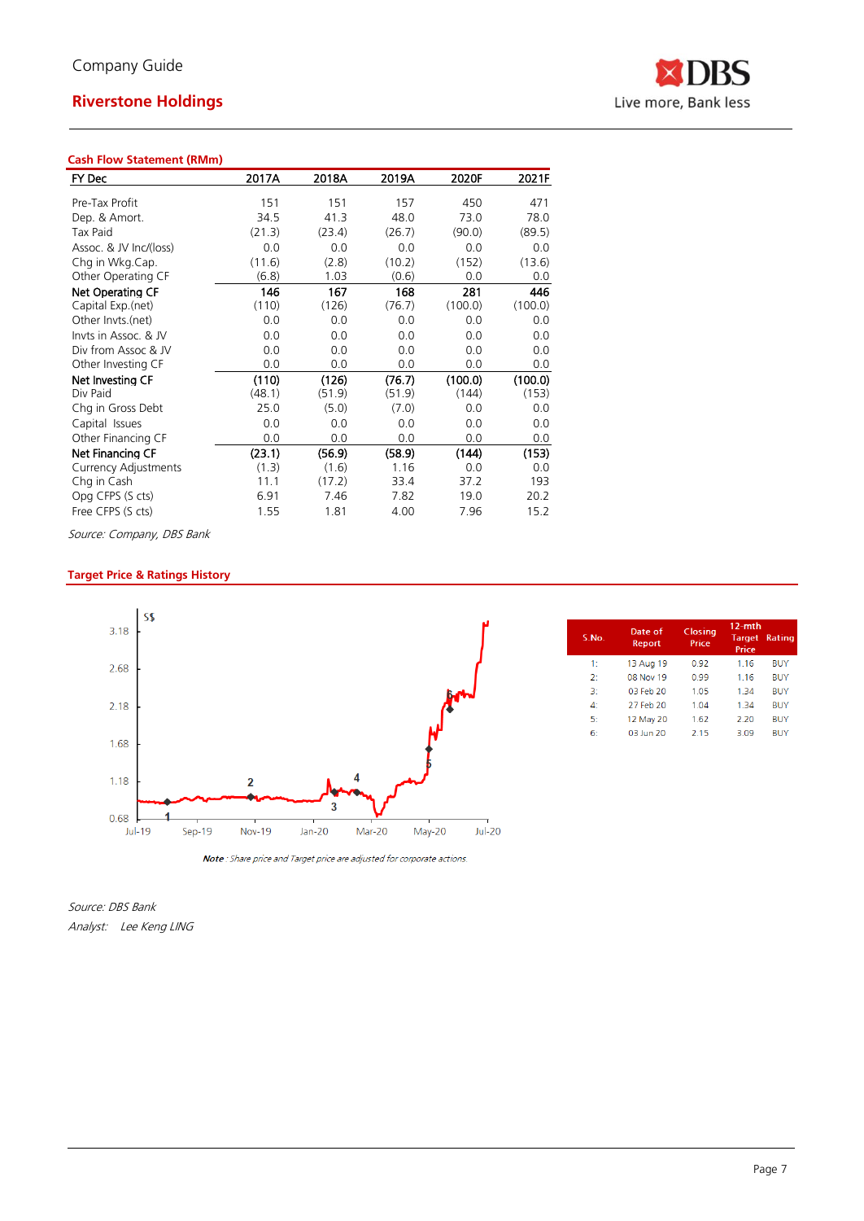Company Guide

**Riverstone Holdings**

### Cash Flow Statement (RMm)

| FY Dec | 2017A | 2018A | 2019A | 2020F | 2021F |
|---|---|---|---|---|---|
| Pre-Tax Profit | 151 | 151 | 157 | 450 | 471 |
| Dep. & Amort. | 34.5 | 41.3 | 48.0 | 73.0 | 78.0 |
| Tax Paid | (21.3) | (23.4) | (26.7) | (90.0) | (89.5) |
| Assoc. & JV Inc/(loss) | 0.0 | 0.0 | 0.0 | 0.0 | 0.0 |
| Chg in Wkg.Cap. | (11.6) | (2.8) | (10.2) | (152) | (13.6) |
| Other Operating CF | (6.8) | 1.03 | (0.6) | 0.0 | 0.0 |
| **Net Operating CF** | **146** | **167** | **168** | **281** | **446** |
| Capital Exp.(net) | (110) | (126) | (76.7) | (100.0) | (100.0) |
| Other Invts.(net) | 0.0 | 0.0 | 0.0 | 0.0 | 0.0 |
| Invts in Assoc. & JV | 0.0 | 0.0 | 0.0 | 0.0 | 0.0 |
| Div from Assoc & JV | 0.0 | 0.0 | 0.0 | 0.0 | 0.0 |
| Other Investing CF | 0.0 | 0.0 | 0.0 | 0.0 | 0.0 |
| **Net Investing CF** | **(110)** | **(126)** | **(76.7)** | **(100.0)** | **(100.0)** |
| Div Paid | (48.1) | (51.9) | (51.9) | (144) | (153) |
| Chg in Gross Debt | 25.0 | (5.0) | (7.0) | 0.0 | 0.0 |
| Capital Issues | 0.0 | 0.0 | 0.0 | 0.0 | 0.0 |
| Other Financing CF | 0.0 | 0.0 | 0.0 | 0.0 | 0.0 |
| **Net Financing CF** | **(23.1)** | **(56.9)** | **(58.9)** | **(144)** | **(153)** |
| Currency Adjustments | (1.3) | (1.6) | 1.16 | 0.0 | 0.0 |
| Chg in Cash | 11.1 | (17.2) | 33.4 | 37.2 | 193 |
| Opg CFPS (S cts) | 6.91 | 7.46 | 7.82 | 19.0 | 20.2 |
| Free CFPS (S cts) | 1.55 | 1.81 | 4.00 | 7.96 | 15.2 |

*Source: Company, DBS Bank*

### Target Price & Ratings History

| S.No. | Date of Report | Closing Price | 12-mth Target Price | Rating |
|---|---|---|---|---|
| 1: | 13 Aug 19 | 0.92 | 1.16 | BUY |
| 2: | 08 Nov 19 | 0.99 | 1.16 | BUY |
| 3: | 03 Feb 20 | 1.05 | 1.34 | BUY |
| 4: | 27 Feb 20 | 1.04 | 1.34 | BUY |
| 5: | 12 May 20 | 1.62 | 2.20 | BUY |
| 6: | 03 Jun 20 | 2.15 | 3.09 | BUY |

***Note*** *: Share price and Target price are adjusted for corporate actions.*

*Source: DBS Bank*

*Analyst: Lee Keng LING*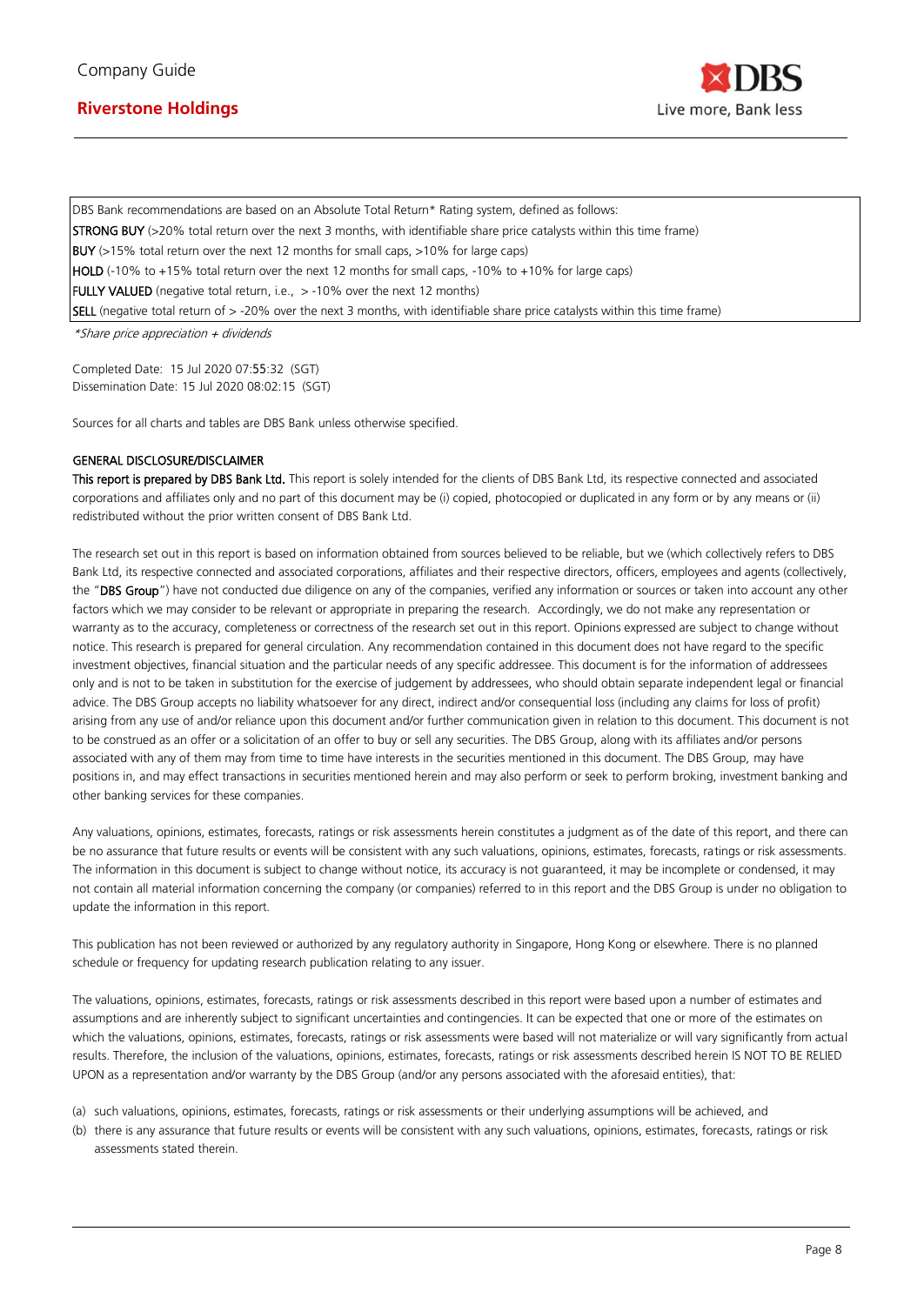DBS Bank recommendations are based on an Absolute Total Return* Rating system, defined as follows:

**STRONG BUY** (>20% total return over the next 3 months, with identifiable share price catalysts within this time frame)

**BUY** (>15% total return over the next 12 months for small caps, >10% for large caps)

**HOLD** (-10% to +15% total return over the next 12 months for small caps, -10% to +10% for large caps)

**FULLY VALUED** (negative total return, i.e., > -10% over the next 12 months)

**SELL** (negative total return of > -20% over the next 3 months, with identifiable share price catalysts within this time frame)

*\*Share price appreciation + dividends*

Completed Date: 15 Jul 2020 07:55:32 (SGT)
Dissemination Date: 15 Jul 2020 08:02:15 (SGT)

Sources for all charts and tables are DBS Bank unless otherwise specified.

**GENERAL DISCLOSURE/DISCLAIMER**

**This report is prepared by DBS Bank Ltd.** This report is solely intended for the clients of DBS Bank Ltd, its respective connected and associated corporations and affiliates only and no part of this document may be (i) copied, photocopied or duplicated in any form or by any means or (ii) redistributed without the prior written consent of DBS Bank Ltd.

The research set out in this report is based on information obtained from sources believed to be reliable, but we (which collectively refers to DBS Bank Ltd, its respective connected and associated corporations, affiliates and their respective directors, officers, employees and agents (collectively, the "**DBS Group**") have not conducted due diligence on any of the companies, verified any information or sources or taken into account any other factors which we may consider to be relevant or appropriate in preparing the research. Accordingly, we do not make any representation or warranty as to the accuracy, completeness or correctness of the research set out in this report. Opinions expressed are subject to change without notice. This research is prepared for general circulation. Any recommendation contained in this document does not have regard to the specific investment objectives, financial situation and the particular needs of any specific addressee. This document is for the information of addressees only and is not to be taken in substitution for the exercise of judgement by addressees, who should obtain separate independent legal or financial advice. The DBS Group accepts no liability whatsoever for any direct, indirect and/or consequential loss (including any claims for loss of profit) arising from any use of and/or reliance upon this document and/or further communication given in relation to this document. This document is not to be construed as an offer or a solicitation of an offer to buy or sell any securities. The DBS Group, along with its affiliates and/or persons associated with any of them may from time to time have interests in the securities mentioned in this document. The DBS Group, may have positions in, and may effect transactions in securities mentioned herein and may also perform or seek to perform broking, investment banking and other banking services for these companies.

Any valuations, opinions, estimates, forecasts, ratings or risk assessments herein constitutes a judgment as of the date of this report, and there can be no assurance that future results or events will be consistent with any such valuations, opinions, estimates, forecasts, ratings or risk assessments. The information in this document is subject to change without notice, its accuracy is not guaranteed, it may be incomplete or condensed, it may not contain all material information concerning the company (or companies) referred to in this report and the DBS Group is under no obligation to update the information in this report.

This publication has not been reviewed or authorized by any regulatory authority in Singapore, Hong Kong or elsewhere. There is no planned schedule or frequency for updating research publication relating to any issuer.

The valuations, opinions, estimates, forecasts, ratings or risk assessments described in this report were based upon a number of estimates and assumptions and are inherently subject to significant uncertainties and contingencies. It can be expected that one or more of the estimates on which the valuations, opinions, estimates, forecasts, ratings or risk assessments were based will not materialize or will vary significantly from actual results. Therefore, the inclusion of the valuations, opinions, estimates, forecasts, ratings or risk assessments described herein IS NOT TO BE RELIED UPON as a representation and/or warranty by the DBS Group (and/or any persons associated with the aforesaid entities), that:

(a) such valuations, opinions, estimates, forecasts, ratings or risk assessments or their underlying assumptions will be achieved, and

(b) there is any assurance that future results or events will be consistent with any such valuations, opinions, estimates, forecasts, ratings or risk assessments stated therein.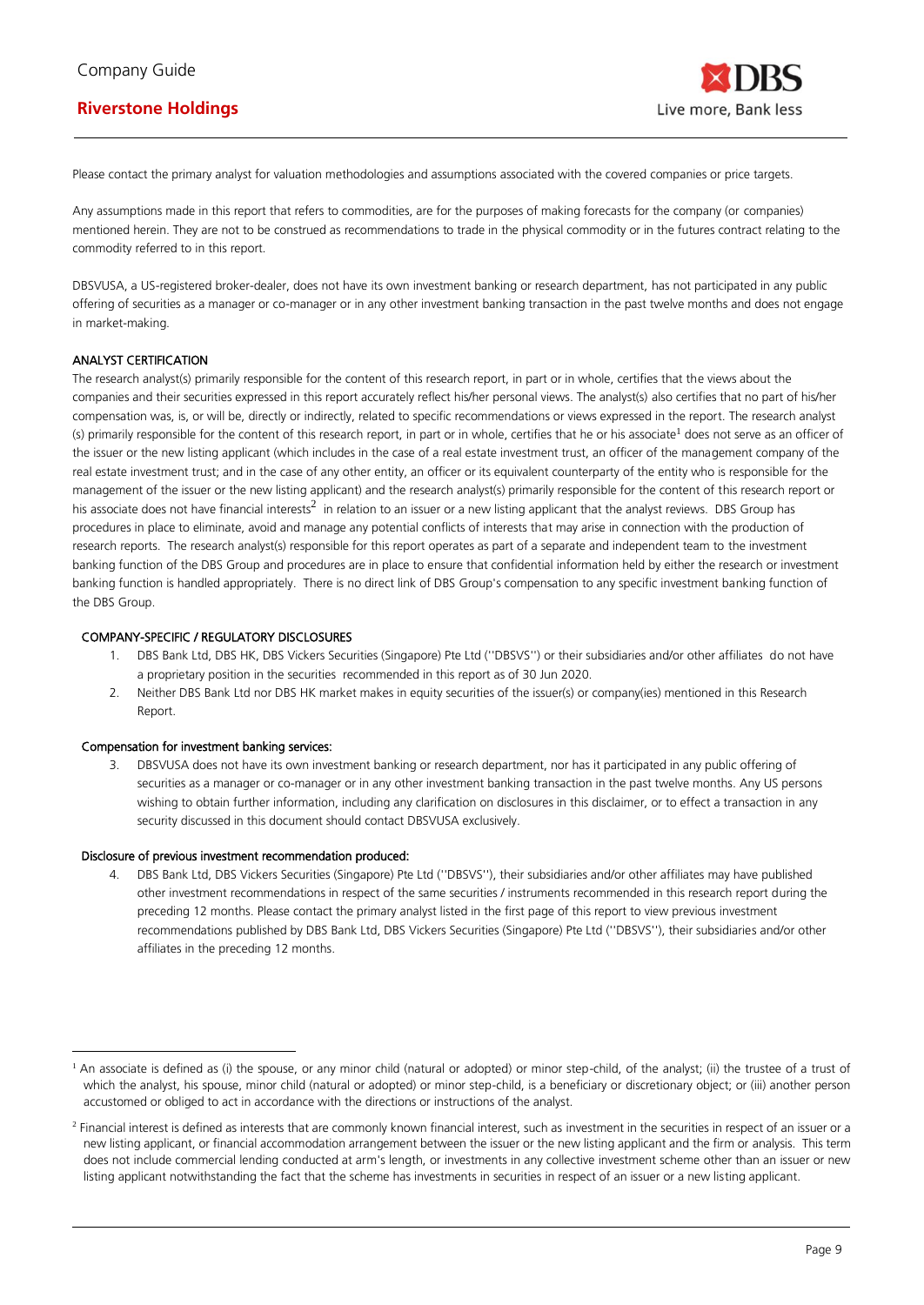Please contact the primary analyst for valuation methodologies and assumptions associated with the covered companies or price targets.

Any assumptions made in this report that refers to commodities, are for the purposes of making forecasts for the company (or companies) mentioned herein. They are not to be construed as recommendations to trade in the physical commodity or in the futures contract relating to the commodity referred to in this report.

DBSVUSA, a US-registered broker-dealer, does not have its own investment banking or research department, has not participated in any public offering of securities as a manager or co-manager or in any other investment banking transaction in the past twelve months and does not engage in market-making.

**ANALYST CERTIFICATION**

The research analyst(s) primarily responsible for the content of this research report, in part or in whole, certifies that the views about the companies and their securities expressed in this report accurately reflect his/her personal views. The analyst(s) also certifies that no part of his/her compensation was, is, or will be, directly or indirectly, related to specific recommendations or views expressed in the report. The research analyst (s) primarily responsible for the content of this research report, in part or in whole, certifies that he or his associate[1] does not serve as an officer of the issuer or the new listing applicant (which includes in the case of a real estate investment trust, an officer of the management company of the real estate investment trust; and in the case of any other entity, an officer or its equivalent counterparty of the entity who is responsible for the management of the issuer or the new listing applicant) and the research analyst(s) primarily responsible for the content of this research report or his associate does not have financial interests[2] in relation to an issuer or a new listing applicant that the analyst reviews. DBS Group has procedures in place to eliminate, avoid and manage any potential conflicts of interests that may arise in connection with the production of research reports. The research analyst(s) responsible for this report operates as part of a separate and independent team to the investment banking function of the DBS Group and procedures are in place to ensure that confidential information held by either the research or investment banking function is handled appropriately. There is no direct link of DBS Group's compensation to any specific investment banking function of the DBS Group.

**COMPANY-SPECIFIC / REGULATORY DISCLOSURES**

1. DBS Bank Ltd, DBS HK, DBS Vickers Securities (Singapore) Pte Ltd (''DBSVS'') or their subsidiaries and/or other affiliates do not have a proprietary position in the securities recommended in this report as of 30 Jun 2020.
2. Neither DBS Bank Ltd nor DBS HK market makes in equity securities of the issuer(s) or company(ies) mentioned in this Research Report.

**Compensation for investment banking services:**

3. DBSVUSA does not have its own investment banking or research department, nor has it participated in any public offering of securities as a manager or co-manager or in any other investment banking transaction in the past twelve months. Any US persons wishing to obtain further information, including any clarification on disclosures in this disclaimer, or to effect a transaction in any security discussed in this document should contact DBSVUSA exclusively.

**Disclosure of previous investment recommendation produced:**

4. DBS Bank Ltd, DBS Vickers Securities (Singapore) Pte Ltd (''DBSVS''), their subsidiaries and/or other affiliates may have published other investment recommendations in respect of the same securities / instruments recommended in this research report during the preceding 12 months. Please contact the primary analyst listed in the first page of this report to view previous investment recommendations published by DBS Bank Ltd, DBS Vickers Securities (Singapore) Pte Ltd (''DBSVS''), their subsidiaries and/or other affiliates in the preceding 12 months.

---

[1] An associate is defined as (i) the spouse, or any minor child (natural or adopted) or minor step-child, of the analyst; (ii) the trustee of a trust of which the analyst, his spouse, minor child (natural or adopted) or minor step-child, is a beneficiary or discretionary object; or (iii) another person accustomed or obliged to act in accordance with the directions or instructions of the analyst.

[2] Financial interest is defined as interests that are commonly known financial interest, such as investment in the securities in respect of an issuer or a new listing applicant, or financial accommodation arrangement between the issuer or the new listing applicant and the firm or analysis. This term does not include commercial lending conducted at arm's length, or investments in any collective investment scheme other than an issuer or new listing applicant notwithstanding the fact that the scheme has investments in securities in respect of an issuer or a new listing applicant.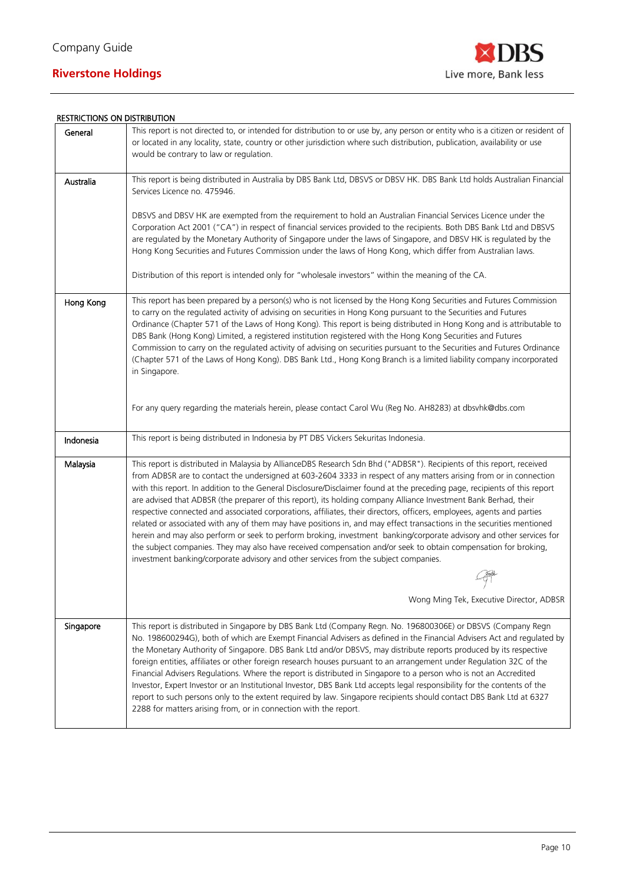**RESTRICTIONS ON DISTRIBUTION**

| | |
|---|---|
| General | This report is not directed to, or intended for distribution to or use by, any person or entity who is a citizen or resident of or located in any locality, state, country or other jurisdiction where such distribution, publication, availability or use would be contrary to law or regulation. |
| Australia | This report is being distributed in Australia by DBS Bank Ltd, DBSVS or DBSV HK. DBS Bank Ltd holds Australian Financial Services Licence no. 475946.<br><br>DBSVS and DBSV HK are exempted from the requirement to hold an Australian Financial Services Licence under the Corporation Act 2001 ("CA") in respect of financial services provided to the recipients. Both DBS Bank Ltd and DBSVS are regulated by the Monetary Authority of Singapore under the laws of Singapore, and DBSV HK is regulated by the Hong Kong Securities and Futures Commission under the laws of Hong Kong, which differ from Australian laws.<br><br>Distribution of this report is intended only for "wholesale investors" within the meaning of the CA. |
| Hong Kong | This report has been prepared by a person(s) who is not licensed by the Hong Kong Securities and Futures Commission to carry on the regulated activity of advising on securities in Hong Kong pursuant to the Securities and Futures Ordinance (Chapter 571 of the Laws of Hong Kong). This report is being distributed in Hong Kong and is attributable to DBS Bank (Hong Kong) Limited, a registered institution registered with the Hong Kong Securities and Futures Commission to carry on the regulated activity of advising on securities pursuant to the Securities and Futures Ordinance (Chapter 571 of the Laws of Hong Kong). DBS Bank Ltd., Hong Kong Branch is a limited liability company incorporated in Singapore.<br><br>For any query regarding the materials herein, please contact Carol Wu (Reg No. AH8283) at dbsvhk@dbs.com |
| Indonesia | This report is being distributed in Indonesia by PT DBS Vickers Sekuritas Indonesia. |
| Malaysia | This report is distributed in Malaysia by AllianceDBS Research Sdn Bhd ("ADBSR"). Recipients of this report, received from ADBSR are to contact the undersigned at 603-2604 3333 in respect of any matters arising from or in connection with this report. In addition to the General Disclosure/Disclaimer found at the preceding page, recipients of this report are advised that ADBSR (the preparer of this report), its holding company Alliance Investment Bank Berhad, their respective connected and associated corporations, affiliates, their directors, officers, employees, agents and parties related or associated with any of them may have positions in, and may effect transactions in the securities mentioned herein and may also perform or seek to perform broking, investment banking/corporate advisory and other services for the subject companies. They may also have received compensation and/or seek to obtain compensation for broking, investment banking/corporate advisory and other services from the subject companies.<br><br>Wong Ming Tek, Executive Director, ADBSR |
| Singapore | This report is distributed in Singapore by DBS Bank Ltd (Company Regn. No. 196800306E) or DBSVS (Company Regn No. 198600294G), both of which are Exempt Financial Advisers as defined in the Financial Advisers Act and regulated by the Monetary Authority of Singapore. DBS Bank Ltd and/or DBSVS, may distribute reports produced by its respective foreign entities, affiliates or other foreign research houses pursuant to an arrangement under Regulation 32C of the Financial Advisers Regulations. Where the report is distributed in Singapore to a person who is not an Accredited Investor, Expert Investor or an Institutional Investor, DBS Bank Ltd accepts legal responsibility for the contents of the report to such persons only to the extent required by law. Singapore recipients should contact DBS Bank Ltd at 6327 2288 for matters arising from, or in connection with the report. |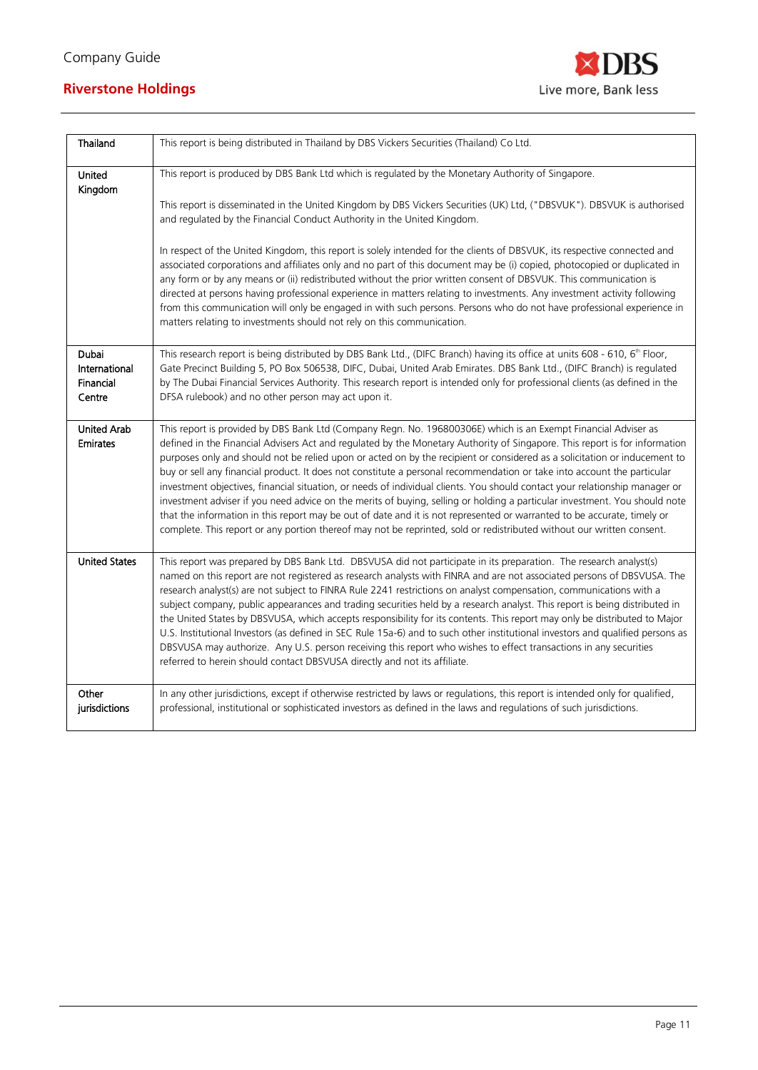| | |
|---|---|
| **Thailand** | This report is being distributed in Thailand by DBS Vickers Securities (Thailand) Co Ltd. |
| **United Kingdom** | This report is produced by DBS Bank Ltd which is regulated by the Monetary Authority of Singapore.<br><br>This report is disseminated in the United Kingdom by DBS Vickers Securities (UK) Ltd, ("DBSVUK"). DBSVUK is authorised and regulated by the Financial Conduct Authority in the United Kingdom.<br><br>In respect of the United Kingdom, this report is solely intended for the clients of DBSVUK, its respective connected and associated corporations and affiliates only and no part of this document may be (i) copied, photocopied or duplicated in any form or by any means or (ii) redistributed without the prior written consent of DBSVUK. This communication is directed at persons having professional experience in matters relating to investments. Any investment activity following from this communication will only be engaged in with such persons. Persons who do not have professional experience in matters relating to investments should not rely on this communication. |
| **Dubai International Financial Centre** | This research report is being distributed by DBS Bank Ltd., (DIFC Branch) having its office at units 608 - 610, 6th Floor, Gate Precinct Building 5, PO Box 506538, DIFC, Dubai, United Arab Emirates. DBS Bank Ltd., (DIFC Branch) is regulated by The Dubai Financial Services Authority. This research report is intended only for professional clients (as defined in the DFSA rulebook) and no other person may act upon it. |
| **United Arab Emirates** | This report is provided by DBS Bank Ltd (Company Regn. No. 196800306E) which is an Exempt Financial Adviser as defined in the Financial Advisers Act and regulated by the Monetary Authority of Singapore. This report is for information purposes only and should not be relied upon or acted on by the recipient or considered as a solicitation or inducement to buy or sell any financial product. It does not constitute a personal recommendation or take into account the particular investment objectives, financial situation, or needs of individual clients. You should contact your relationship manager or investment adviser if you need advice on the merits of buying, selling or holding a particular investment. You should note that the information in this report may be out of date and it is not represented or warranted to be accurate, timely or complete. This report or any portion thereof may not be reprinted, sold or redistributed without our written consent. |
| **United States** | This report was prepared by DBS Bank Ltd. DBSVUSA did not participate in its preparation. The research analyst(s) named on this report are not registered as research analysts with FINRA and are not associated persons of DBSVUSA. The research analyst(s) are not subject to FINRA Rule 2241 restrictions on analyst compensation, communications with a subject company, public appearances and trading securities held by a research analyst. This report is being distributed in the United States by DBSVUSA, which accepts responsibility for its contents. This report may only be distributed to Major U.S. Institutional Investors (as defined in SEC Rule 15a-6) and to such other institutional investors and qualified persons as DBSVUSA may authorize. Any U.S. person receiving this report who wishes to effect transactions in any securities referred to herein should contact DBSVUSA directly and not its affiliate. |
| **Other jurisdictions** | In any other jurisdictions, except if otherwise restricted by laws or regulations, this report is intended only for qualified, professional, institutional or sophisticated investors as defined in the laws and regulations of such jurisdictions. |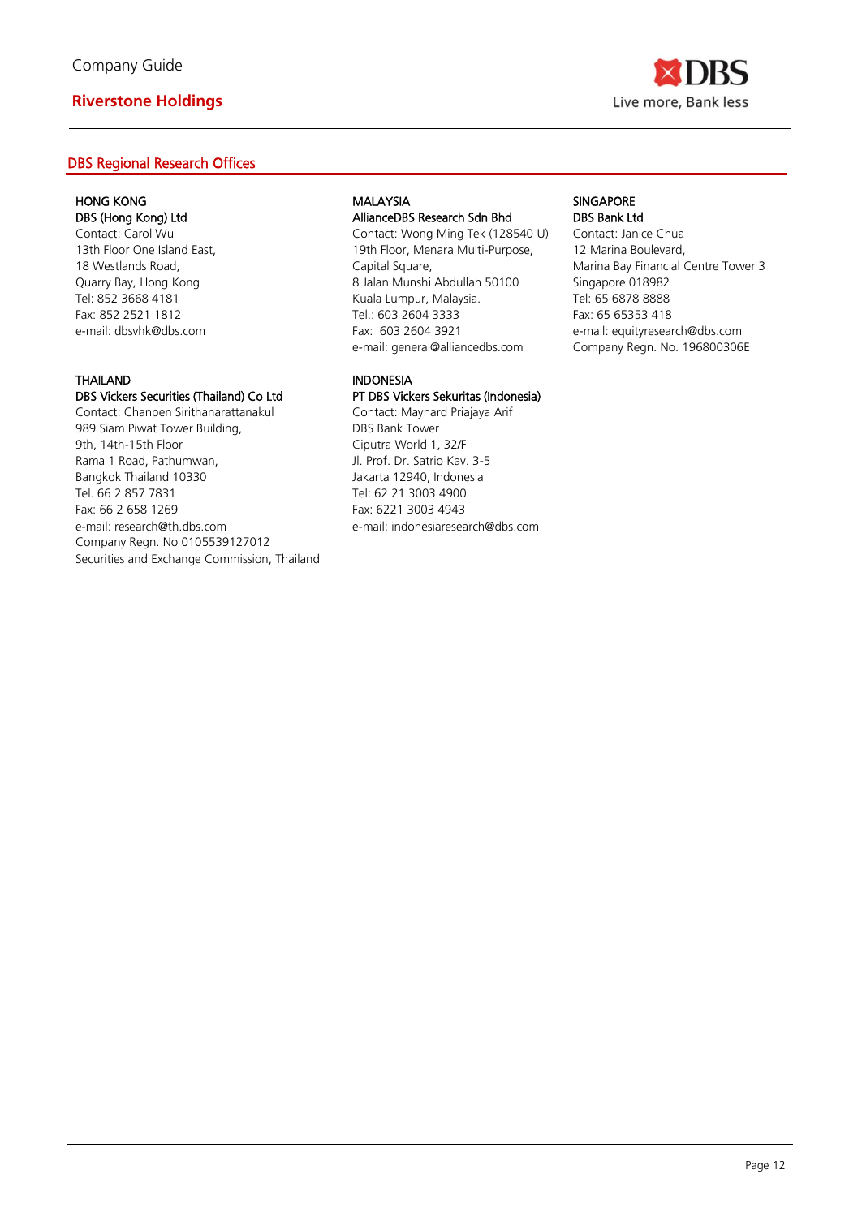## DBS Regional Research Offices

**HONG KONG**
**DBS (Hong Kong) Ltd**
Contact: Carol Wu
13th Floor One Island East,
18 Westlands Road,
Quarry Bay, Hong Kong
Tel: 852 3668 4181
Fax: 852 2521 1812
e-mail: dbsvhk@dbs.com

**MALAYSIA**
**AllianceDBS Research Sdn Bhd**
Contact: Wong Ming Tek (128540 U)
19th Floor, Menara Multi-Purpose,
Capital Square,
8 Jalan Munshi Abdullah 50100
Kuala Lumpur, Malaysia.
Tel.: 603 2604 3333
Fax: 603 2604 3921
e-mail: general@alliancedbs.com

**SINGAPORE**
**DBS Bank Ltd**
Contact: Janice Chua
12 Marina Boulevard,
Marina Bay Financial Centre Tower 3
Singapore 018982
Tel: 65 6878 8888
Fax: 65 65353 418
e-mail: equityresearch@dbs.com
Company Regn. No. 196800306E

**THAILAND**
**DBS Vickers Securities (Thailand) Co Ltd**
Contact: Chanpen Sirithanarattanakul
989 Siam Piwat Tower Building,
9th, 14th-15th Floor
Rama 1 Road, Pathumwan,
Bangkok Thailand 10330
Tel. 66 2 857 7831
Fax: 66 2 658 1269
e-mail: research@th.dbs.com
Company Regn. No 0105539127012
Securities and Exchange Commission, Thailand

**INDONESIA**
**PT DBS Vickers Sekuritas (Indonesia)**
Contact: Maynard Priajaya Arif
DBS Bank Tower
Ciputra World 1, 32/F
Jl. Prof. Dr. Satrio Kav. 3-5
Jakarta 12940, Indonesia
Tel: 62 21 3003 4900
Fax: 6221 3003 4943
e-mail: indonesiaresearch@dbs.com